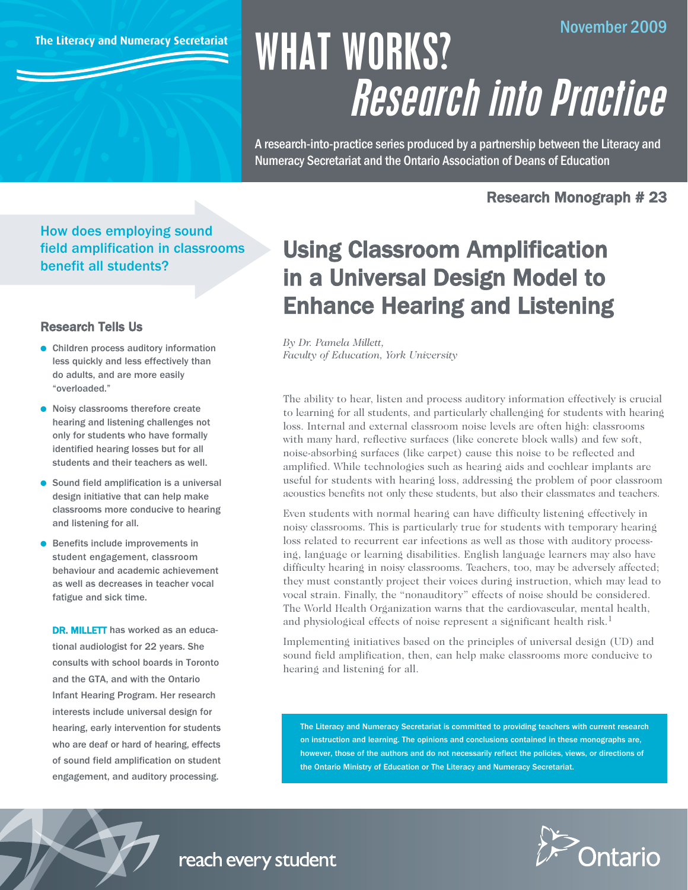The Literacy and Numeracy Secretariat

November 2009

# WHAT WORKS? *Research into Practice*

A research-into-practice series produced by a partnership between the Literacy and Numeracy Secretariat and the Ontario Association of Deans of Education

**Research Monograph # 23**

**How does employing sound field amplification in classrooms benefit all students?**

## Research Tells Us

- Children process auditory information less quickly and less effectively than do adults, and are more easily "overloaded."
- Noisy classrooms therefore create hearing and listening challenges not only for students who have formally identified hearing losses but for all students and their teachers as well.
- Sound field amplification is a universal design initiative that can help make classrooms more conducive to hearing and listening for all.
- Benefits include improvements in student engagement, classroom behaviour and academic achievement as well as decreases in teacher vocal fatigue and sick time.

**DR. MILLETT** has worked as an educational audiologist for 22 years. She consults with school boards in Toronto and the GTA, and with the Ontario Infant Hearing Program. Her research interests include universal design for hearing, early intervention for students who are deaf or hard of hearing, effects of sound field amplification on student engagement, and auditory processing.

# Using Classroom Amplification in a Universal Design Model to Enhance Hearing and Listening

*By Dr. Pamela Millett,*
*Faculty of Education, York University*

The ability to hear, listen and process auditory information effectively is crucial to learning for all students, and particularly challenging for students with hearing loss. Internal and external classroom noise levels are often high: classrooms with many hard, reflective surfaces (like concrete block walls) and few soft, noise-absorbing surfaces (like carpet) cause this noise to be reflected and amplified. While technologies such as hearing aids and cochlear implants are useful for students with hearing loss, addressing the problem of poor classroom acoustics benefits not only these students, but also their classmates and teachers.

Even students with normal hearing can have difficulty listening effectively in noisy classrooms. This is particularly true for students with temporary hearing loss related to recurrent ear infections as well as those with auditory processing, language or learning disabilities. English language learners may also have difficulty hearing in noisy classrooms. Teachers, too, may be adversely affected; they must constantly project their voices during instruction, which may lead to vocal strain. Finally, the "nonauditory" effects of noise should be considered. The World Health Organization warns that the cardiovascular, mental health, and physiological effects of noise represent a significant health risk.[1]

Implementing initiatives based on the principles of universal design (UD) and sound field amplification, then, can help make classrooms more conducive to hearing and listening for all.

The Literacy and Numeracy Secretariat is committed to providing teachers with current research on instruction and learning. The opinions and conclusions contained in these monographs are, however, those of the authors and do not necessarily reflect the policies, views, or directions of the Ontario Ministry of Education or The Literacy and Numeracy Secretariat.

reach every student

Ontario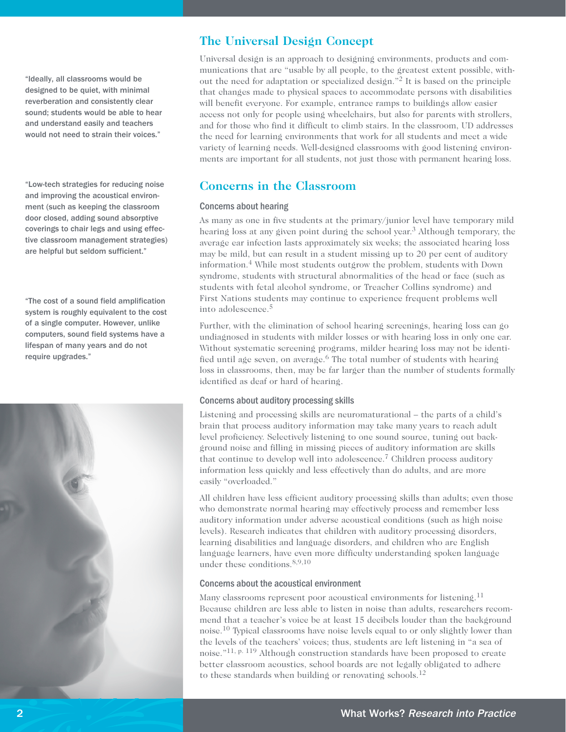> "Ideally, all classrooms would be designed to be quiet, with minimal reverberation and consistently clear sound; students would be able to hear and understand easily and teachers would not need to strain their voices."

> "Low-tech strategies for reducing noise and improving the acoustical environment (such as keeping the classroom door closed, adding sound absorptive coverings to chair legs and using effective classroom management strategies) are helpful but seldom sufficient."

> "The cost of a sound field amplification system is roughly equivalent to the cost of a single computer. However, unlike computers, sound field systems have a lifespan of many years and do not require upgrades."

## The Universal Design Concept

Universal design is an approach to designing environments, products and communications that are "usable by all people, to the greatest extent possible, without the need for adaptation or specialized design."[2] It is based on the principle that changes made to physical spaces to accommodate persons with disabilities will benefit everyone. For example, entrance ramps to buildings allow easier access not only for people using wheelchairs, but also for parents with strollers, and for those who find it difficult to climb stairs. In the classroom, UD addresses the need for learning environments that work for all students and meet a wide variety of learning needs. Well-designed classrooms with good listening environments are important for all students, not just those with permanent hearing loss.

## Concerns in the Classroom

### Concerns about hearing

As many as one in five students at the primary/junior level have temporary mild hearing loss at any given point during the school year.[3] Although temporary, the average ear infection lasts approximately six weeks; the associated hearing loss may be mild, but can result in a student missing up to 20 per cent of auditory information.[4] While most students outgrow the problem, students with Down syndrome, students with structural abnormalities of the head or face (such as students with fetal alcohol syndrome, or Treacher Collins syndrome) and First Nations students may continue to experience frequent problems well into adolescence.[5]

Further, with the elimination of school hearing screenings, hearing loss can go undiagnosed in students with milder losses or with hearing loss in only one ear. Without systematic screening programs, milder hearing loss may not be identified until age seven, on average.[6] The total number of students with hearing loss in classrooms, then, may be far larger than the number of students formally identified as deaf or hard of hearing.

### Concerns about auditory processing skills

Listening and processing skills are neuromaturational – the parts of a child's brain that process auditory information may take many years to reach adult level proficiency. Selectively listening to one sound source, tuning out background noise and filling in missing pieces of auditory information are skills that continue to develop well into adolescence.[7] Children process auditory information less quickly and less effectively than do adults, and are more easily "overloaded."

All children have less efficient auditory processing skills than adults; even those who demonstrate normal hearing may effectively process and remember less auditory information under adverse acoustical conditions (such as high noise levels). Research indicates that children with auditory processing disorders, learning disabilities and language disorders, and children who are English language learners, have even more difficulty understanding spoken language under these conditions.[8,9,10]

### Concerns about the acoustical environment

Many classrooms represent poor acoustical environments for listening.[11] Because children are less able to listen in noise than adults, researchers recommend that a teacher's voice be at least 15 decibels louder than the background noise.[10] Typical classrooms have noise levels equal to or only slightly lower than the levels of the teachers' voices; thus, students are left listening in "a sea of noise."[11, p. 119] Although construction standards have been proposed to create better classroom acoustics, school boards are not legally obligated to adhere to these standards when building or renovating schools.[12]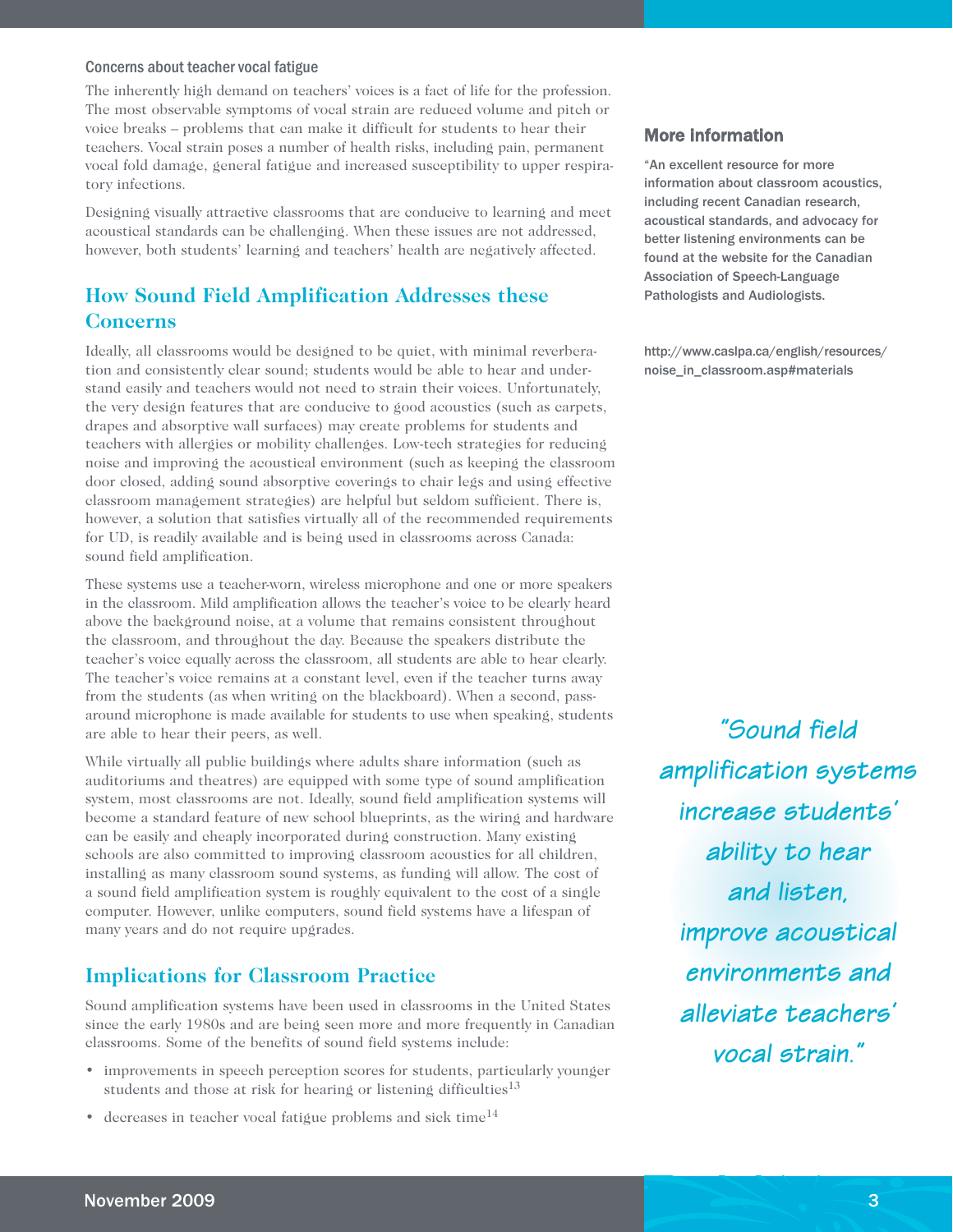### Concerns about teacher vocal fatigue

The inherently high demand on teachers' voices is a fact of life for the profession. The most observable symptoms of vocal strain are reduced volume and pitch or voice breaks – problems that can make it difficult for students to hear their teachers. Vocal strain poses a number of health risks, including pain, permanent vocal fold damage, general fatigue and increased susceptibility to upper respiratory infections.

Designing visually attractive classrooms that are conducive to learning and meet acoustical standards can be challenging. When these issues are not addressed, however, both students' learning and teachers' health are negatively affected.

## How Sound Field Amplification Addresses these Concerns

Ideally, all classrooms would be designed to be quiet, with minimal reverberation and consistently clear sound; students would be able to hear and understand easily and teachers would not need to strain their voices. Unfortunately, the very design features that are conducive to good acoustics (such as carpets, drapes and absorptive wall surfaces) may create problems for students and teachers with allergies or mobility challenges. Low-tech strategies for reducing noise and improving the acoustical environment (such as keeping the classroom door closed, adding sound absorptive coverings to chair legs and using effective classroom management strategies) are helpful but seldom sufficient. There is, however, a solution that satisfies virtually all of the recommended requirements for UD, is readily available and is being used in classrooms across Canada: sound field amplification.

These systems use a teacher-worn, wireless microphone and one or more speakers in the classroom. Mild amplification allows the teacher's voice to be clearly heard above the background noise, at a volume that remains consistent throughout the classroom, and throughout the day. Because the speakers distribute the teacher's voice equally across the classroom, all students are able to hear clearly. The teacher's voice remains at a constant level, even if the teacher turns away from the students (as when writing on the blackboard). When a second, pass-around microphone is made available for students to use when speaking, students are able to hear their peers, as well.

While virtually all public buildings where adults share information (such as auditoriums and theatres) are equipped with some type of sound amplification system, most classrooms are not. Ideally, sound field amplification systems will become a standard feature of new school blueprints, as the wiring and hardware can be easily and cheaply incorporated during construction. Many existing schools are also committed to improving classroom acoustics for all children, installing as many classroom sound systems, as funding will allow. The cost of a sound field amplification system is roughly equivalent to the cost of a single computer. However, unlike computers, sound field systems have a lifespan of many years and do not require upgrades.

## Implications for Classroom Practice

Sound amplification systems have been used in classrooms in the United States since the early 1980s and are being seen more and more frequently in Canadian classrooms. Some of the benefits of sound field systems include:

- improvements in speech perception scores for students, particularly younger students and those at risk for hearing or listening difficulties[13]
- decreases in teacher vocal fatigue problems and sick time[14]

### More information

"An excellent resource for more information about classroom acoustics, including recent Canadian research, acoustical standards, and advocacy for better listening environments can be found at the website for the Canadian Association of Speech-Language Pathologists and Audiologists.

http://www.caslpa.ca/english/resources/noise_in_classroom.asp#materials

*"Sound field amplification systems increase students' ability to hear and listen, improve acoustical environments and alleviate teachers' vocal strain."*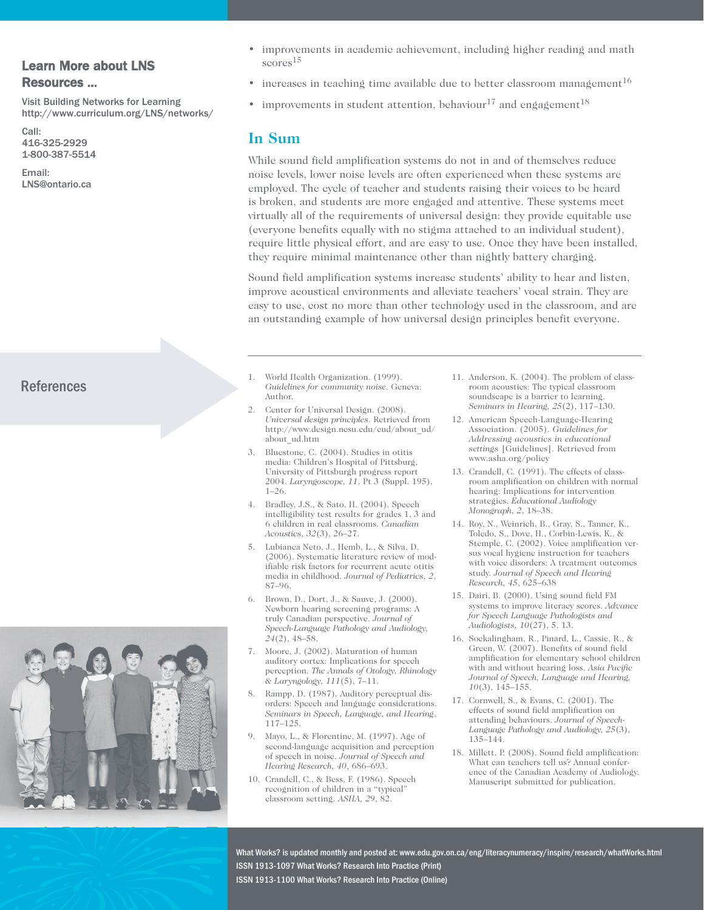## Learn More about LNS Resources ...

Visit Building Networks for Learning
http://www.curriculum.org/LNS/networks/

Call:
416-325-2929
1-800-387-5514

Email:
LNS@ontario.ca

- improvements in academic achievement, including higher reading and math scores[15]
- increases in teaching time available due to better classroom management[16]
- improvements in student attention, behaviour[17] and engagement[18]

## In Sum

While sound field amplification systems do not in and of themselves reduce noise levels, lower noise levels are often experienced when these systems are employed. The cycle of teacher and students raising their voices to be heard is broken, and students are more engaged and attentive. These systems meet virtually all of the requirements of universal design: they provide equitable use (everyone benefits equally with no stigma attached to an individual student), require little physical effort, and are easy to use. Once they have been installed, they require minimal maintenance other than nightly battery charging.

Sound field amplification systems increase students' ability to hear and listen, improve acoustical environments and alleviate teachers' vocal strain. They are easy to use, cost no more than other technology used in the classroom, and are an outstanding example of how universal design principles benefit everyone.

## References

1. World Health Organization. (1999). *Guidelines for community noise*. Geneva: Author.
2. Center for Universal Design. (2008). *Universal design principles*. Retrieved from http://www.design.ncsu.edu/cud/about_ud/about_ud.htm
3. Bluestone, C. (2004). Studies in otitis media: Children's Hospital of Pittsburg, University of Pittsburgh progress report 2004. *Laryngoscope, 11*, Pt 3 (Suppl. 195), 1–26.
4. Bradley, J.S., & Sato, H. (2004). Speech intelligibility test results for grades 1, 3 and 6 children in real classrooms. *Canadian Acoustics, 32*(3), 26–27.
5. Lubianca Neto, J., Hemb, L., & Silva, D. (2006). Systematic literature review of modifiable risk factors for recurrent acute otitis media in childhood. *Journal of Pediatrics, 2*, 87–96.
6. Brown, D., Dort, J., & Sauve, J. (2000). Newborn hearing screening programs: A truly Canadian perspective. *Journal of Speech-Language Pathology and Audiology, 24*(2), 48–58.
7. Moore, J. (2002). Maturation of human auditory cortex: Implications for speech perception. *The Annals of Otology, Rhinology & Laryngology, 111*(5), 7–11.
8. Rampp, D. (1987). Auditory perceptual disorders: Speech and language considerations. *Seminars in Speech, Language, and Hearing*, 117–125.
9. Mayo, L., & Florentine, M. (1997). Age of second-language acquisition and perception of speech in noise. *Journal of Speech and Hearing Research, 40*, 686–693.
10. Crandell, C., & Bess, F. (1986). Speech recognition of children in a "typical" classroom setting. *ASHA, 29*, 82.
11. Anderson, K. (2004). The problem of classroom acoustics: The typical classroom soundscape is a barrier to learning. *Seminars in Hearing, 25*(2), 117–130.
12. American Speech-Language-Hearing Association. (2005). *Guidelines for Addressing acoustics in educational settings* [Guidelines]. Retrieved from www.asha.org/policy
13. Crandell, C. (1991). The effects of classroom amplification on children with normal hearing: Implications for intervention strategies. *Educational Audiology Monograph, 2*, 18–38.
14. Roy, N., Weinrich, B., Gray, S., Tanner, K., Toledo, S., Dove, H., Corbin-Lewis, K., & Stemple, C. (2002). Voice amplification versus vocal hygiene instruction for teachers with voice disorders: A treatment outcomes study. *Journal of Speech and Hearing Research, 45*, 625–638
15. Dairi, B. (2000). Using sound field FM systems to improve literacy scores. *Advance for Speech Language Pathologists and Audiologists, 10*(27), 5, 13.
16. Sockalingham, R., Pinard, L., Cassie, R., & Green, W. (2007). Benefits of sound field amplification for elementary school children with and without hearing loss. *Asia Pacific Journal of Speech, Language and Hearing, 10*(3), 145–155.
17. Cornwell, S., & Evans, C. (2001). The effects of sound field amplification on attending behaviours. *Journal of Speech-Language Pathology and Audiology, 25*(3), 135–144.
18. Millett, P. (2008). Sound field amplification: What can teachers tell us? Annual conference of the Canadian Academy of Audiology. Manuscript submitted for publication.

What Works? is updated monthly and posted at: www.edu.gov.on.ca/eng/literacynumeracy/inspire/research/whatWorks.html
ISSN 1913-1097 What Works? Research Into Practice (Print)
ISSN 1913-1100 What Works? Research Into Practice (Online)